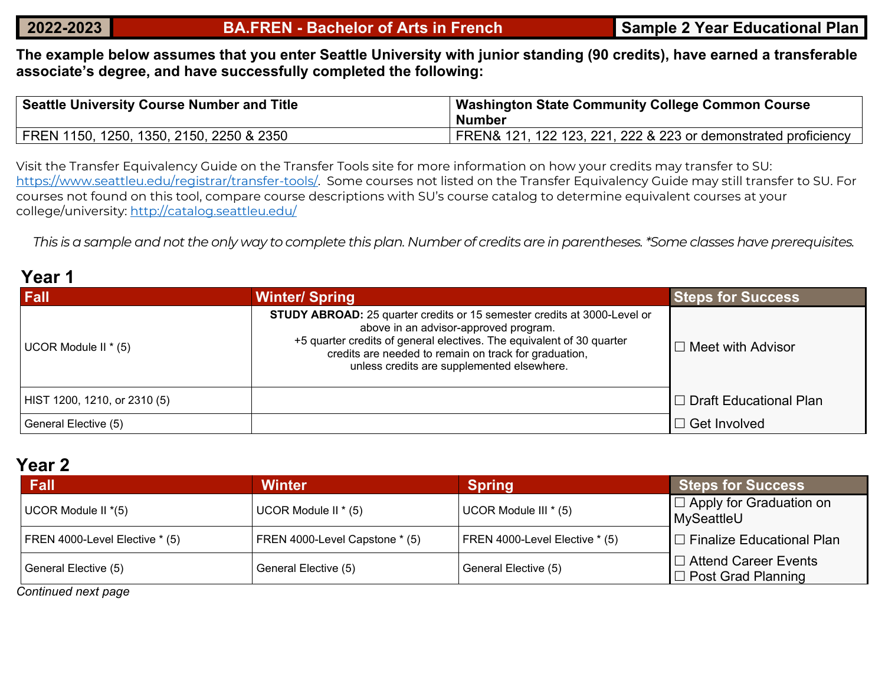| 2022-2023 | BA.FREN - Bachelor of Arts in French | Sample 2 Year Educational Plan |
|---|---|---|

**The example below assumes that you enter Seattle University with junior standing (90 credits), have earned a transferable associate's degree, and have successfully completed the following:**

| Seattle University Course Number and Title | Washington State Community College Common Course Number |
|---|---|
| FREN 1150, 1250, 1350, 2150, 2250 & 2350 | FREN& 121, 122 123, 221, 222 & 223 or demonstrated proficiency |

Visit the Transfer Equivalency Guide on the Transfer Tools site for more information on how your credits may transfer to SU: https://www.seattleu.edu/registrar/transfer-tools/. Some courses not listed on the Transfer Equivalency Guide may still transfer to SU. For courses not found on this tool, compare course descriptions with SU's course catalog to determine equivalent courses at your college/university: http://catalog.seattleu.edu/

*This is a sample and not the only way to complete this plan. Number of credits are in parentheses. *Some classes have prerequisites.*

## Year 1

| Fall | Winter/ Spring | Steps for Success |
|---|---|---|
| UCOR Module II * (5) | **STUDY ABROAD:** 25 quarter credits or 15 semester credits at 3000-Level or above in an advisor-approved program. +5 quarter credits of general electives. The equivalent of 30 quarter credits are needed to remain on track for graduation, unless credits are supplemented elsewhere. | ☐ Meet with Advisor |
| HIST 1200, 1210, or 2310 (5) | | ☐ Draft Educational Plan |
| General Elective (5) | | ☐ Get Involved |

## Year 2

| Fall | Winter | Spring | Steps for Success |
|---|---|---|---|
| UCOR Module II *(5) | UCOR Module II * (5) | UCOR Module III * (5) | ☐ Apply for Graduation on MySeattleU |
| FREN 4000-Level Elective * (5) | FREN 4000-Level Capstone * (5) | FREN 4000-Level Elective * (5) | ☐ Finalize Educational Plan |
| General Elective (5) | General Elective (5) | General Elective (5) | ☐ Attend Career Events<br>☐ Post Grad Planning |

*Continued next page*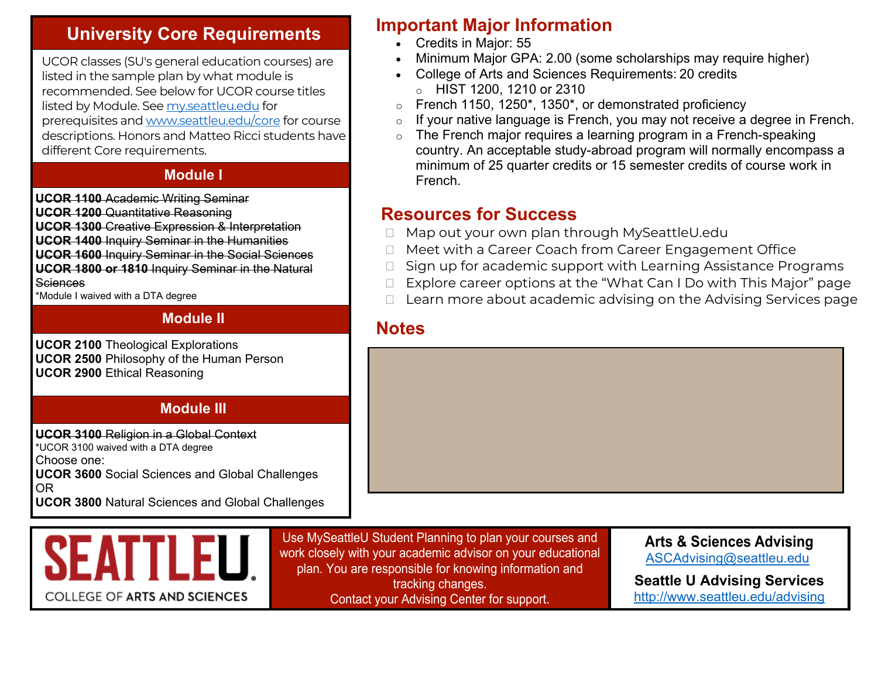## University Core Requirements

UCOR classes (SU's general education courses) are listed in the sample plan by what module is recommended. See below for UCOR course titles listed by Module. See my.seattleu.edu for prerequisites and www.seattleu.edu/core for course descriptions. Honors and Matteo Ricci students have different Core requirements.

### Module I

~~**UCOR 1100** Academic Writing Seminar~~
~~**UCOR 1200** Quantitative Reasoning~~
~~**UCOR 1300** Creative Expression & Interpretation~~
~~**UCOR 1400** Inquiry Seminar in the Humanities~~
~~**UCOR 1600** Inquiry Seminar in the Social Sciences~~
~~**UCOR 1800 or 1810** Inquiry Seminar in the Natural Sciences~~
*Module I waived with a DTA degree

### Module II

**UCOR 2100** Theological Explorations
**UCOR 2500** Philosophy of the Human Person
**UCOR 2900** Ethical Reasoning

### Module III

~~**UCOR 3100** Religion in a Global Context~~
*UCOR 3100 waived with a DTA degree
Choose one:
**UCOR 3600** Social Sciences and Global Challenges
OR
**UCOR 3800** Natural Sciences and Global Challenges

## Important Major Information

- Credits in Major: 55
- Minimum Major GPA: 2.00 (some scholarships may require higher)
- College of Arts and Sciences Requirements: 20 credits
  - HIST 1200, 1210 or 2310
  - French 1150, 1250*, 1350*, or demonstrated proficiency
  - If your native language is French, you may not receive a degree in French.
  - The French major requires a learning program in a French-speaking country. An acceptable study-abroad program will normally encompass a minimum of 25 quarter credits or 15 semester credits of course work in French.

## Resources for Success

- Map out your own plan through MySeattleU.edu
- Meet with a Career Coach from Career Engagement Office
- Sign up for academic support with Learning Assistance Programs
- Explore career options at the "What Can I Do with This Major" page
- Learn more about academic advising on the Advising Services page

## Notes

SEATTLE U
COLLEGE OF ARTS AND SCIENCES

Use MySeattleU Student Planning to plan your courses and work closely with your academic advisor on your educational plan. You are responsible for knowing information and tracking changes.
Contact your Advising Center for support.

**Arts & Sciences Advising**
ASCAdvising@seattleu.edu

**Seattle U Advising Services**
http://www.seattleu.edu/advising